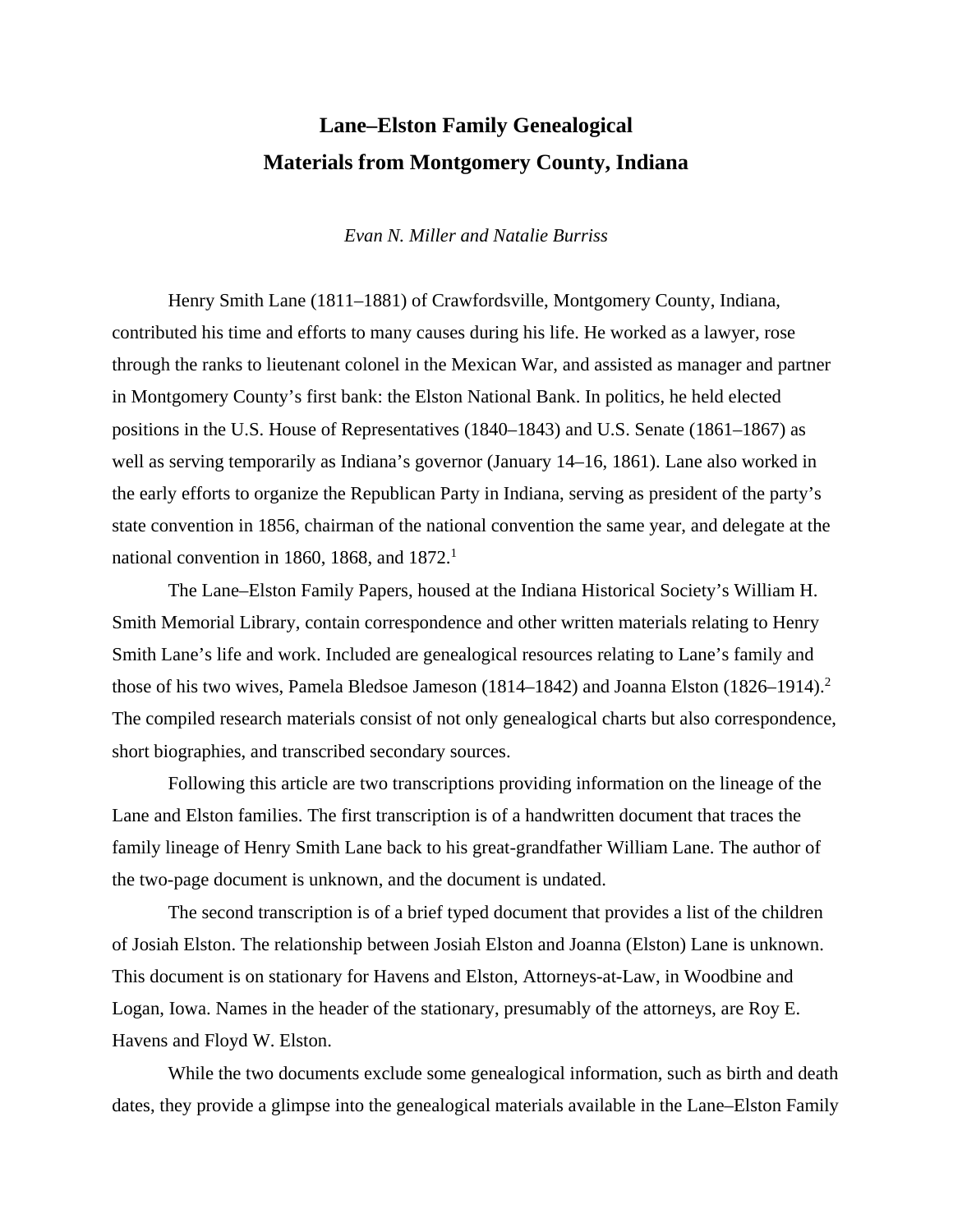# Lane–Elston Family Genealogical Materials from Montgomery County, Indiana

*Evan N. Miller and Natalie Burriss*

Henry Smith Lane (1811–1881) of Crawfordsville, Montgomery County, Indiana, contributed his time and efforts to many causes during his life. He worked as a lawyer, rose through the ranks to lieutenant colonel in the Mexican War, and assisted as manager and partner in Montgomery County's first bank: the Elston National Bank. In politics, he held elected positions in the U.S. House of Representatives (1840–1843) and U.S. Senate (1861–1867) as well as serving temporarily as Indiana's governor (January 14–16, 1861). Lane also worked in the early efforts to organize the Republican Party in Indiana, serving as president of the party's state convention in 1856, chairman of the national convention the same year, and delegate at the national convention in 1860, 1868, and 1872.[1]

The Lane–Elston Family Papers, housed at the Indiana Historical Society's William H. Smith Memorial Library, contain correspondence and other written materials relating to Henry Smith Lane's life and work. Included are genealogical resources relating to Lane's family and those of his two wives, Pamela Bledsoe Jameson (1814–1842) and Joanna Elston (1826–1914).[2] The compiled research materials consist of not only genealogical charts but also correspondence, short biographies, and transcribed secondary sources.

Following this article are two transcriptions providing information on the lineage of the Lane and Elston families. The first transcription is of a handwritten document that traces the family lineage of Henry Smith Lane back to his great-grandfather William Lane. The author of the two-page document is unknown, and the document is undated.

The second transcription is of a brief typed document that provides a list of the children of Josiah Elston. The relationship between Josiah Elston and Joanna (Elston) Lane is unknown. This document is on stationary for Havens and Elston, Attorneys-at-Law, in Woodbine and Logan, Iowa. Names in the header of the stationary, presumably of the attorneys, are Roy E. Havens and Floyd W. Elston.

While the two documents exclude some genealogical information, such as birth and death dates, they provide a glimpse into the genealogical materials available in the Lane–Elston Family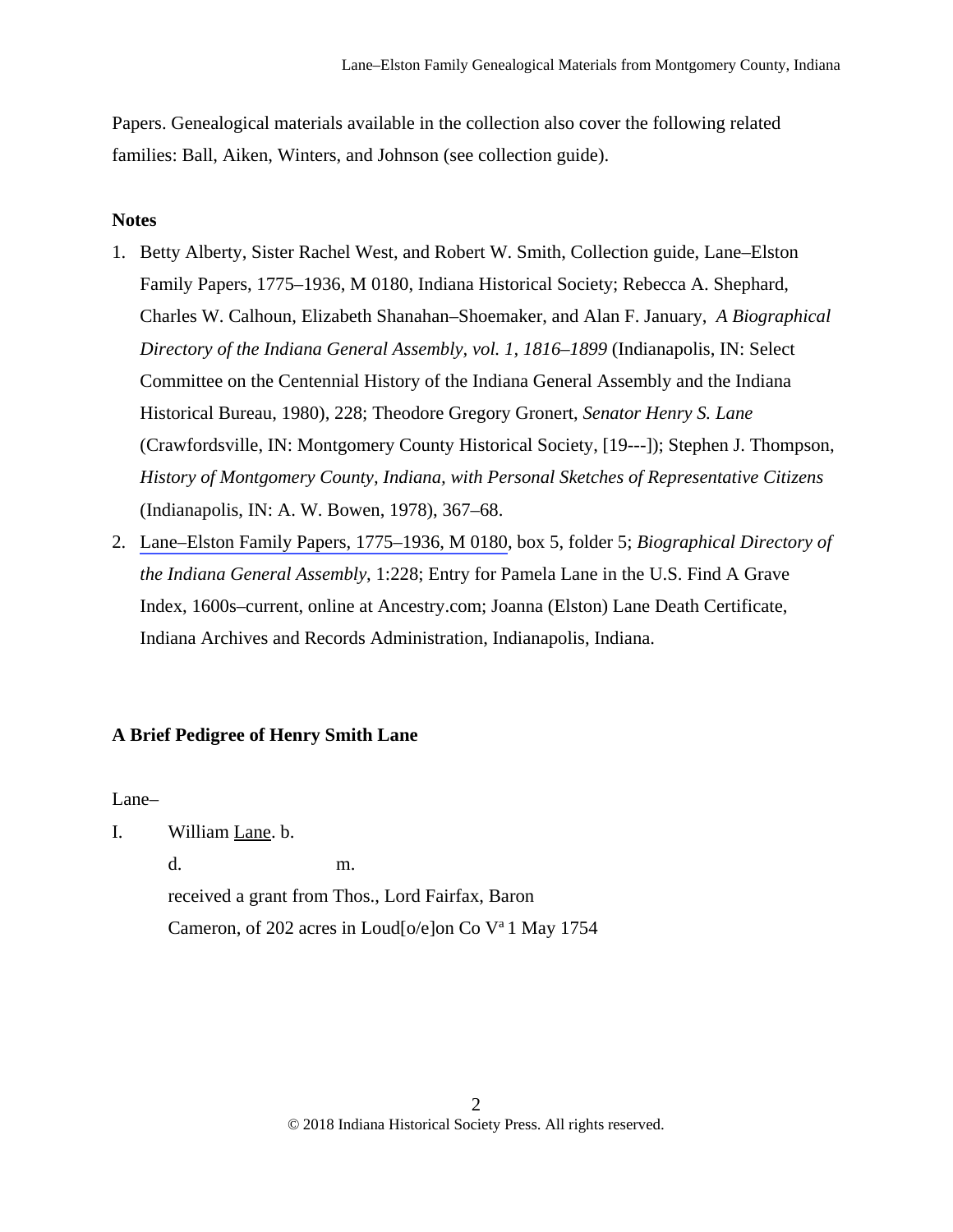Papers. Genealogical materials available in the collection also cover the following related families: Ball, Aiken, Winters, and Johnson (see collection guide).

**Notes**

1. Betty Alberty, Sister Rachel West, and Robert W. Smith, Collection guide, Lane–Elston Family Papers, 1775–1936, M 0180, Indiana Historical Society; Rebecca A. Shephard, Charles W. Calhoun, Elizabeth Shanahan–Shoemaker, and Alan F. January, *A Biographical Directory of the Indiana General Assembly, vol. 1, 1816–1899* (Indianapolis, IN: Select Committee on the Centennial History of the Indiana General Assembly and the Indiana Historical Bureau, 1980), 228; Theodore Gregory Gronert, *Senator Henry S. Lane* (Crawfordsville, IN: Montgomery County Historical Society, [19---]); Stephen J. Thompson, *History of Montgomery County, Indiana, with Personal Sketches of Representative Citizens* (Indianapolis, IN: A. W. Bowen, 1978), 367–68.
2. Lane–Elston Family Papers, 1775–1936, M 0180, box 5, folder 5; *Biographical Directory of the Indiana General Assembly*, 1:228; Entry for Pamela Lane in the U.S. Find A Grave Index, 1600s–current, online at Ancestry.com; Joanna (Elston) Lane Death Certificate, Indiana Archives and Records Administration, Indianapolis, Indiana.

**A Brief Pedigree of Henry Smith Lane**

Lane–

I. William Lane. b.

d. m.

received a grant from Thos., Lord Fairfax, Baron Cameron, of 202 acres in Loud[o/e]on Co V[a] 1 May 1754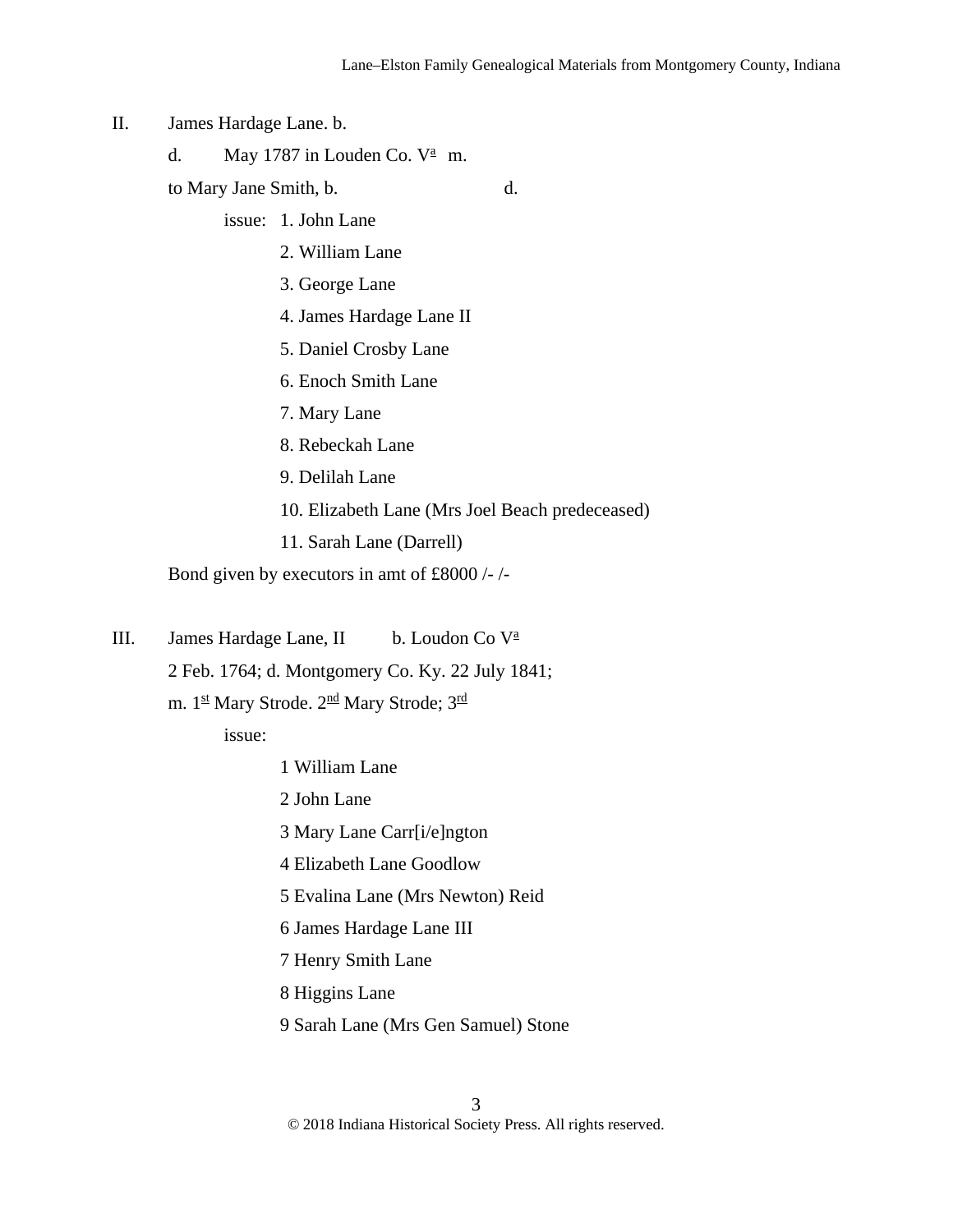II. James Hardage Lane. b.

d. May 1787 in Louden Co. V[a] m.

to Mary Jane Smith, b. d.

issue:
1. John Lane
2. William Lane
3. George Lane
4. James Hardage Lane II
5. Daniel Crosby Lane
6. Enoch Smith Lane
7. Mary Lane
8. Rebeckah Lane
9. Delilah Lane
10. Elizabeth Lane (Mrs Joel Beach predeceased)
11. Sarah Lane (Darrell)

Bond given by executors in amt of £8000 /- /-

III. James Hardage Lane, II b. Loudon Co V[a]

2 Feb. 1764; d. Montgomery Co. Ky. 22 July 1841;

m. 1[st] Mary Strode. 2[nd] Mary Strode; 3[rd]

issue:

1 William Lane
2 John Lane
3 Mary Lane Carr[i/e]ngton
4 Elizabeth Lane Goodlow
5 Evalina Lane (Mrs Newton) Reid
6 James Hardage Lane III
7 Henry Smith Lane
8 Higgins Lane
9 Sarah Lane (Mrs Gen Samuel) Stone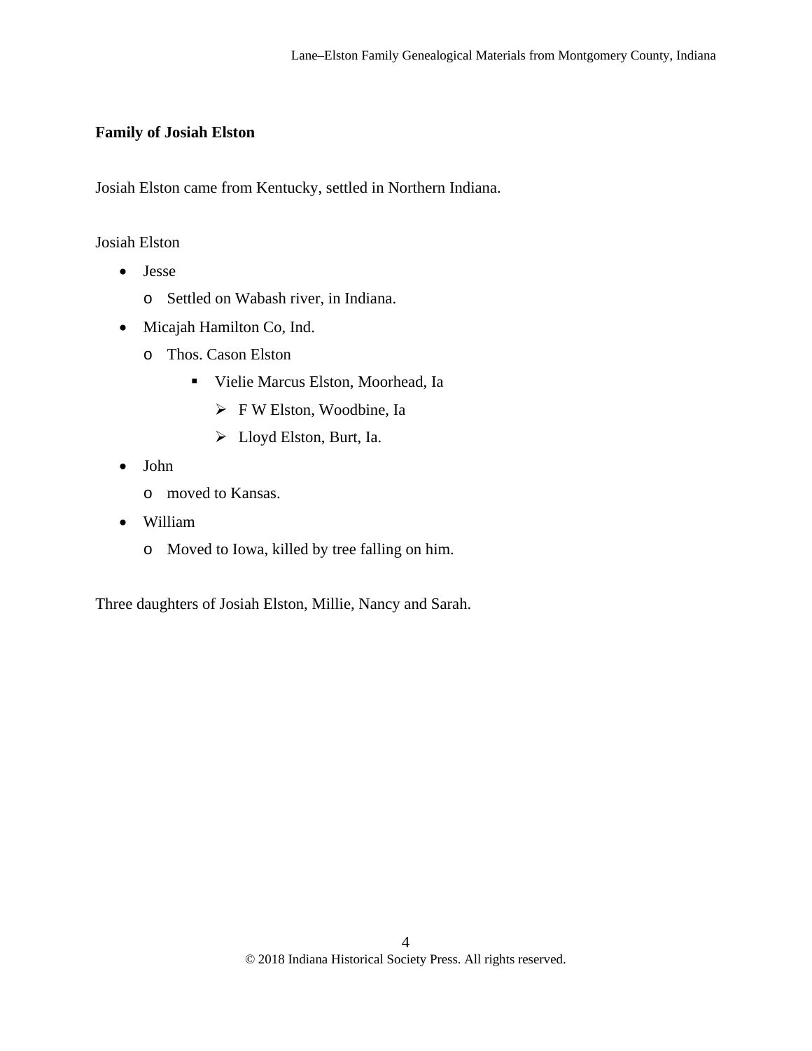**Family of Josiah Elston**

Josiah Elston came from Kentucky, settled in Northern Indiana.

Josiah Elston

- Jesse
    - Settled on Wabash river, in Indiana.
- Micajah Hamilton Co, Ind.
    - Thos. Cason Elston
        - Vielie Marcus Elston, Moorhead, Ia
            - F W Elston, Woodbine, Ia
            - Lloyd Elston, Burt, Ia.
- John
    - moved to Kansas.
- William
    - Moved to Iowa, killed by tree falling on him.

Three daughters of Josiah Elston, Millie, Nancy and Sarah.